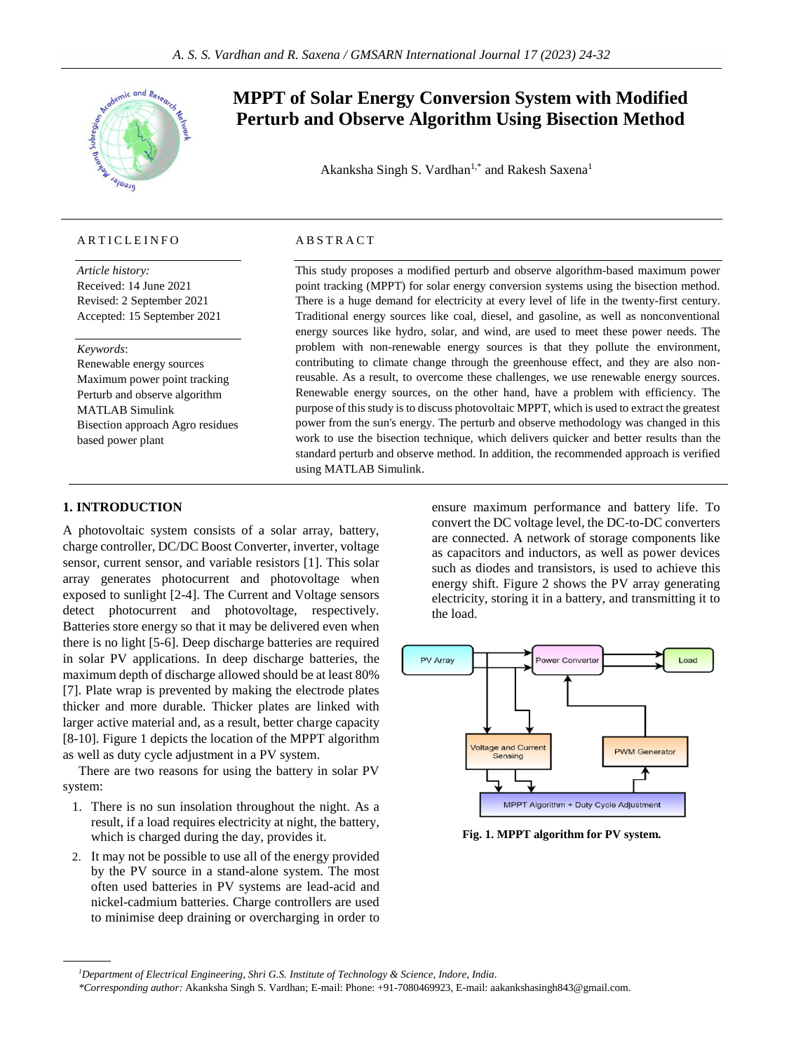# MPPT of Solar Energy Conversion System with Modified Perturb and Observe Algorithm Using Bisection Method

Akanksha Singh S. Vardhan[1,*] and Rakesh Saxena[1]

## ARTICLEINFO

*Article history:*
Received: 14 June 2021
Revised: 2 September 2021
Accepted: 15 September 2021

*Keywords*:
Renewable energy sources
Maximum power point tracking
Perturb and observe algorithm
MATLAB Simulink
Bisection approach Agro residues based power plant

## ABSTRACT

This study proposes a modified perturb and observe algorithm-based maximum power point tracking (MPPT) for solar energy conversion systems using the bisection method. There is a huge demand for electricity at every level of life in the twenty-first century. Traditional energy sources like coal, diesel, and gasoline, as well as nonconventional energy sources like hydro, solar, and wind, are used to meet these power needs. The problem with non-renewable energy sources is that they pollute the environment, contributing to climate change through the greenhouse effect, and they are also non-reusable. As a result, to overcome these challenges, we use renewable energy sources. Renewable energy sources, on the other hand, have a problem with efficiency. The purpose of this study is to discuss photovoltaic MPPT, which is used to extract the greatest power from the sun's energy. The perturb and observe methodology was changed in this work to use the bisection technique, which delivers quicker and better results than the standard perturb and observe method. In addition, the recommended approach is verified using MATLAB Simulink.

## 1. INTRODUCTION

A photovoltaic system consists of a solar array, battery, charge controller, DC/DC Boost Converter, inverter, voltage sensor, current sensor, and variable resistors [1]. This solar array generates photocurrent and photovoltage when exposed to sunlight [2-4]. The Current and Voltage sensors detect photocurrent and photovoltage, respectively. Batteries store energy so that it may be delivered even when there is no light [5-6]. Deep discharge batteries are required in solar PV applications. In deep discharge batteries, the maximum depth of discharge allowed should be at least 80% [7]. Plate wrap is prevented by making the electrode plates thicker and more durable. Thicker plates are linked with larger active material and, as a result, better charge capacity [8-10]. Figure 1 depicts the location of the MPPT algorithm as well as duty cycle adjustment in a PV system.

There are two reasons for using the battery in solar PV system:

1. There is no sun insolation throughout the night. As a result, if a load requires electricity at night, the battery, which is charged during the day, provides it.
2. It may not be possible to use all of the energy provided by the PV source in a stand-alone system. The most often used batteries in PV systems are lead-acid and nickel-cadmium batteries. Charge controllers are used to minimise deep draining or overcharging in order to ensure maximum performance and battery life. To convert the DC voltage level, the DC-to-DC converters are connected. A network of storage components like as capacitors and inductors, as well as power devices such as diodes and transistors, is used to achieve this energy shift. Figure 2 shows the PV array generating electricity, storing it in a battery, and transmitting it to the load.

PV Array
Power Converter
Load
Voltage and Current Sensing
PWM Generator
MPPT Algorithm + Duty Cycle Adjustment

**Fig. 1. MPPT algorithm for PV system.**

[1]*Department of Electrical Engineering, Shri G.S. Institute of Technology & Science, Indore, India.*
*\*Corresponding author:* Akanksha Singh S. Vardhan; E-mail: Phone: +91-7080469923, E-mail: aakankshasingh843@gmail.com.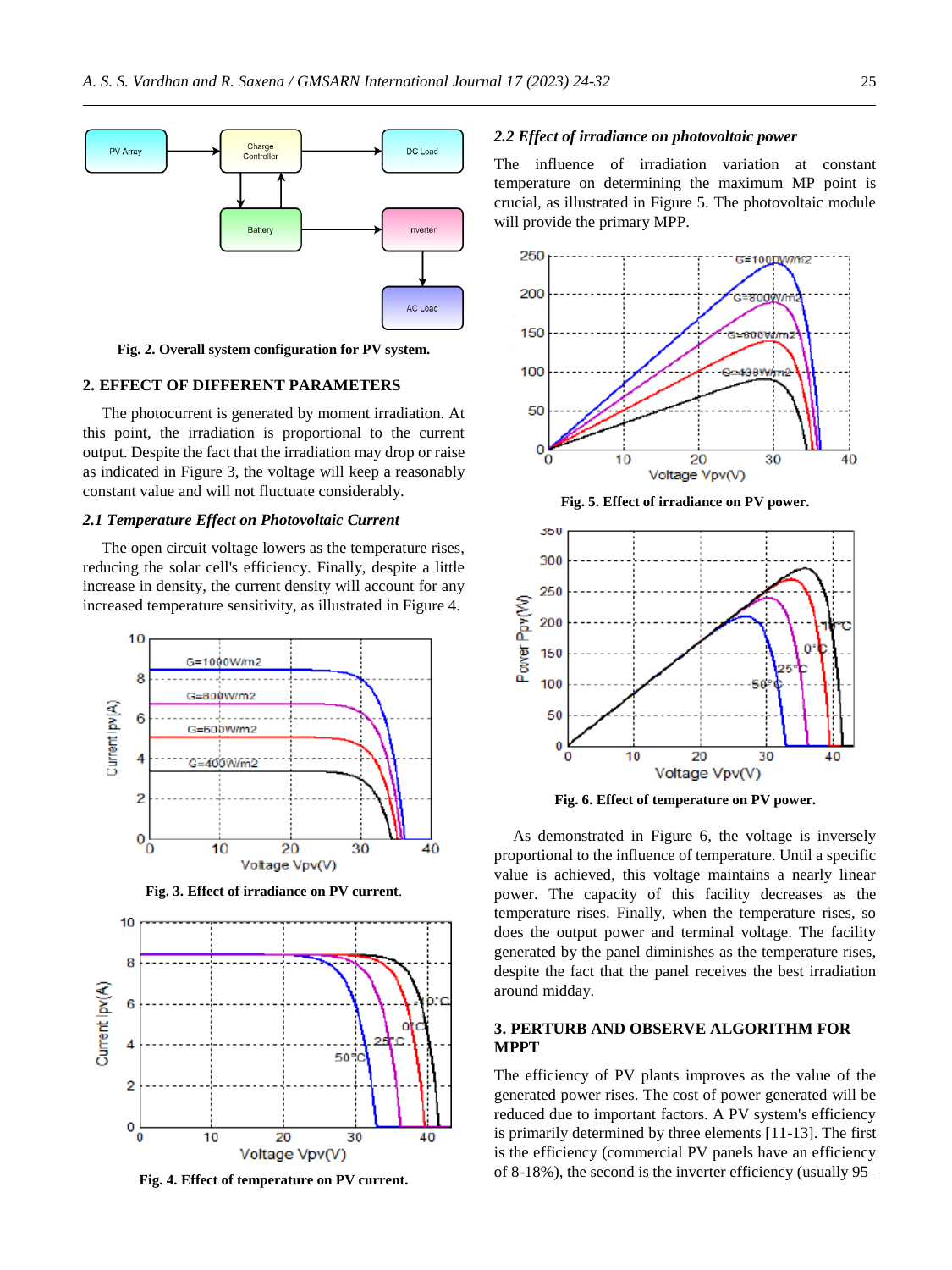PV Array

Charge Controller

DC Load

Battery

Inverter

AC Load

**Fig. 2. Overall system configuration for PV system.**

## 2. EFFECT OF DIFFERENT PARAMETERS

The photocurrent is generated by moment irradiation. At this point, the irradiation is proportional to the current output. Despite the fact that the irradiation may drop or raise as indicated in Figure 3, the voltage will keep a reasonably constant value and will not fluctuate considerably.

### *2.1 Temperature Effect on Photovoltaic Current*

The open circuit voltage lowers as the temperature rises, reducing the solar cell's efficiency. Finally, despite a little increase in density, the current density will account for any increased temperature sensitivity, as illustrated in Figure 4.

G=1000W/m2
G=800W/m2
G=600W/m2
G=400W/m2
Current Ipv(A)
Voltage Vpv(V)

**Fig. 3. Effect of irradiance on PV current.**

0°C
0°C
25°C
50°C
Current Ipv(A)
Voltage Vpv(V)

**Fig. 4. Effect of temperature on PV current.**

### *2.2 Effect of irradiance on photovoltaic power*

The influence of irradiation variation at constant temperature on determining the maximum MP point is crucial, as illustrated in Figure 5. The photovoltaic module will provide the primary MPP.

G=1000W/m2
G=800W/m2
G=600W/m2
G=400W/m2
Voltage Vpv(V)

**Fig. 5. Effect of irradiance on PV power.**

Power Ppv(W)
10°C
0°C
25°C
50°C
Voltage Vpv(V)

**Fig. 6. Effect of temperature on PV power.**

As demonstrated in Figure 6, the voltage is inversely proportional to the influence of temperature. Until a specific value is achieved, this voltage maintains a nearly linear power. The capacity of this facility decreases as the temperature rises. Finally, when the temperature rises, so does the output power and terminal voltage. The facility generated by the panel diminishes as the temperature rises, despite the fact that the panel receives the best irradiation around midday.

## 3. PERTURB AND OBSERVE ALGORITHM FOR MPPT

The efficiency of PV plants improves as the value of the generated power rises. The cost of power generated will be reduced due to important factors. A PV system's efficiency is primarily determined by three elements [11-13]. The first is the efficiency (commercial PV panels have an efficiency of 8-18%), the second is the inverter efficiency (usually 95–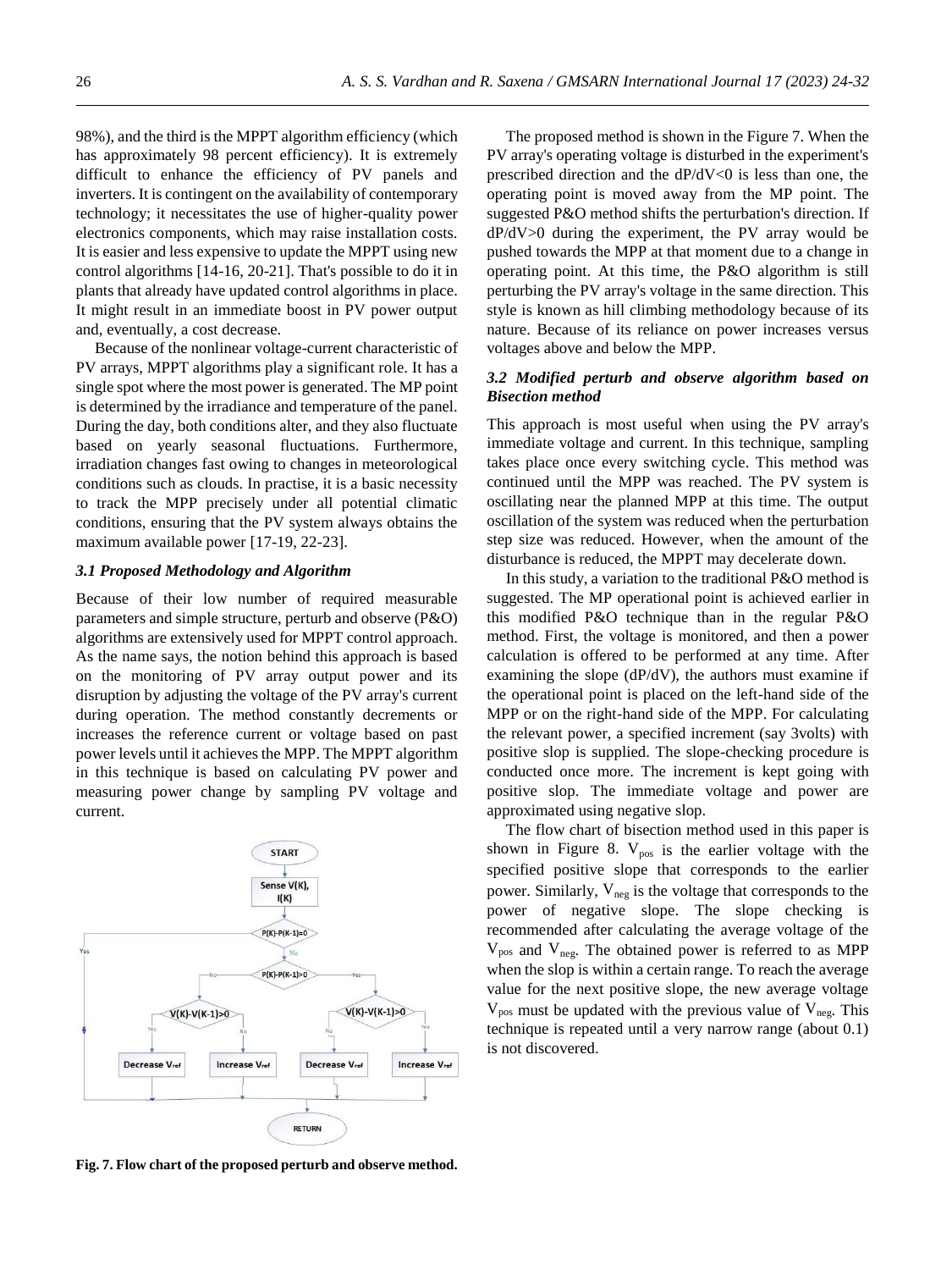98%), and the third is the MPPT algorithm efficiency (which has approximately 98 percent efficiency). It is extremely difficult to enhance the efficiency of PV panels and inverters. It is contingent on the availability of contemporary technology; it necessitates the use of higher-quality power electronics components, which may raise installation costs. It is easier and less expensive to update the MPPT using new control algorithms [14-16, 20-21]. That's possible to do it in plants that already have updated control algorithms in place. It might result in an immediate boost in PV power output and, eventually, a cost decrease.

Because of the nonlinear voltage-current characteristic of PV arrays, MPPT algorithms play a significant role. It has a single spot where the most power is generated. The MP point is determined by the irradiance and temperature of the panel. During the day, both conditions alter, and they also fluctuate based on yearly seasonal fluctuations. Furthermore, irradiation changes fast owing to changes in meteorological conditions such as clouds. In practise, it is a basic necessity to track the MPP precisely under all potential climatic conditions, ensuring that the PV system always obtains the maximum available power [17-19, 22-23].

### *3.1 Proposed Methodology and Algorithm*

Because of their low number of required measurable parameters and simple structure, perturb and observe (P&O) algorithms are extensively used for MPPT control approach. As the name says, the notion behind this approach is based on the monitoring of PV array output power and its disruption by adjusting the voltage of the PV array's current during operation. The method constantly decrements or increases the reference current or voltage based on past power levels until it achieves the MPP. The MPPT algorithm in this technique is based on calculating PV power and measuring power change by sampling PV voltage and current.

START

Sense V(K), I(K)

P(K)-P(K-1)=0

Yes

No

P(K)-P(K-1)>0

No

Yes

V(K)-V(K-1)>0

Yes

No

Decrease $V_{ref}$

Increase $V_{ref}$

V(K)-V(K-1)>0

No

Yes

Decrease $V_{ref}$

Increase $V_{ref}$

RETURN

**Fig. 7. Flow chart of the proposed perturb and observe method.**

The proposed method is shown in the Figure 7. When the PV array's operating voltage is disturbed in the experiment's prescribed direction and the dP/dV<0 is less than one, the operating point is moved away from the MP point. The suggested P&O method shifts the perturbation's direction. If dP/dV>0 during the experiment, the PV array would be pushed towards the MPP at that moment due to a change in operating point. At this time, the P&O algorithm is still perturbing the PV array's voltage in the same direction. This style is known as hill climbing methodology because of its nature. Because of its reliance on power increases versus voltages above and below the MPP.

### *3.2 Modified perturb and observe algorithm based on Bisection method*

This approach is most useful when using the PV array's immediate voltage and current. In this technique, sampling takes place once every switching cycle. This method was continued until the MPP was reached. The PV system is oscillating near the planned MPP at this time. The output oscillation of the system was reduced when the perturbation step size was reduced. However, when the amount of the disturbance is reduced, the MPPT may decelerate down.

In this study, a variation to the traditional P&O method is suggested. The MP operational point is achieved earlier in this modified P&O technique than in the regular P&O method. First, the voltage is monitored, and then a power calculation is offered to be performed at any time. After examining the slope (dP/dV), the authors must examine if the operational point is placed on the left-hand side of the MPP or on the right-hand side of the MPP. For calculating the relevant power, a specified increment (say 3volts) with positive slop is supplied. The slope-checking procedure is conducted once more. The increment is kept going with positive slop. The immediate voltage and power are approximated using negative slop.

The flow chart of bisection method used in this paper is shown in Figure 8. $V_{pos}$ is the earlier voltage with the specified positive slope that corresponds to the earlier power. Similarly, $V_{neg}$ is the voltage that corresponds to the power of negative slope. The slope checking is recommended after calculating the average voltage of the $V_{pos}$ and $V_{neg}$. The obtained power is referred to as MPP when the slop is within a certain range. To reach the average value for the next positive slope, the new average voltage $V_{pos}$ must be updated with the previous value of $V_{neg}$. This technique is repeated until a very narrow range (about 0.1) is not discovered.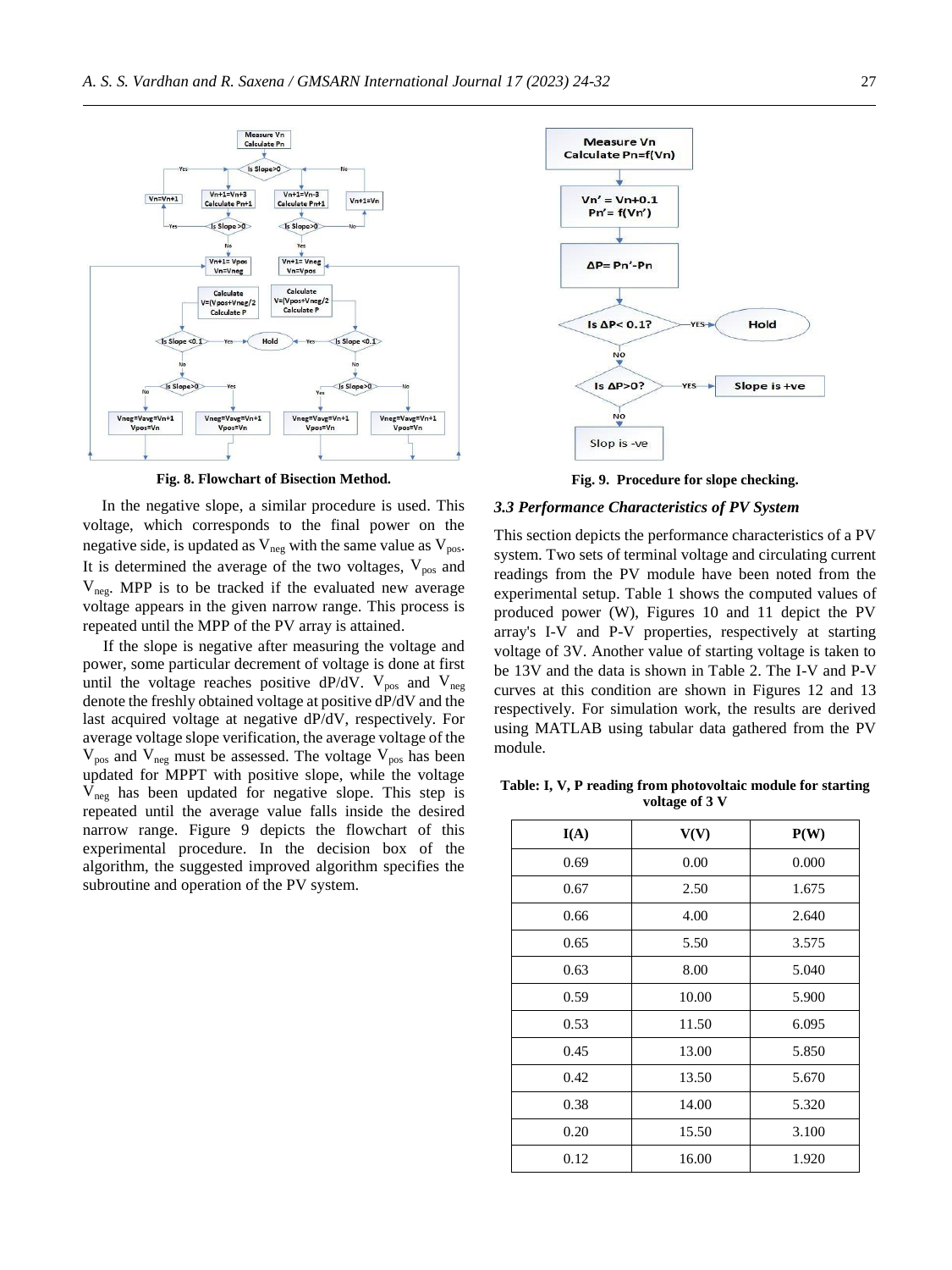Measure Vn
Calculate Pn
Is Slope>0
Yes
No
Vn=Vn+1
Vn+1=Vn+3
Calculate Pn+1
Vn+1=Vn-3
Calculate Pn+1
Vn+1=Vn
Yes
Is Slope >0
Is Slope>0
No
No
Yes
Vn+1= Vpos
Vn=Vneg
Vn+1= Vneg
Vn=Vpos
Calculate
V=(Vpos+Vneg/2
Calculate P
Calculate
V=(Vpos+Vneg/2
Calculate P
Is Slope <0.1
Yes
Hold
Yes
Is Slope <0.1
No
No
Is Slope>0
Is Slope>0
No
Yes
Yes
No
Vneg=Vavg=Vn+1
Vpos=Vn
Vneg=Vavg=Vn+1
Vpos=Vn
Vneg=Vavg=Vn+1
Vpos=Vn
Vneg=Vavg=Vn+1
Vpos=Vn

**Fig. 8. Flowchart of Bisection Method.**

In the negative slope, a similar procedure is used. This voltage, which corresponds to the final power on the negative side, is updated as $V_{neg}$ with the same value as $V_{pos}$. It is determined the average of the two voltages, $V_{pos}$ and $V_{neg}$. MPP is to be tracked if the evaluated new average voltage appears in the given narrow range. This process is repeated until the MPP of the PV array is attained.

If the slope is negative after measuring the voltage and power, some particular decrement of voltage is done at first until the voltage reaches positive dP/dV. $V_{pos}$ and $V_{neg}$ denote the freshly obtained voltage at positive dP/dV and the last acquired voltage at negative dP/dV, respectively. For average voltage slope verification, the average voltage of the $V_{pos}$ and $V_{neg}$ must be assessed. The voltage $V_{pos}$ has been updated for MPPT with positive slope, while the voltage $V_{neg}$ has been updated for negative slope. This step is repeated until the average value falls inside the desired narrow range. Figure 9 depicts the flowchart of this experimental procedure. In the decision box of the algorithm, the suggested improved algorithm specifies the subroutine and operation of the PV system.

Measure Vn
Calculate Pn=f(Vn)
Vn' = Vn+0.1
Pn'= f(Vn')
ΔP= Pn'-Pn
Is ΔP< 0.1?
YES
Hold
NO
Is ΔP>0?
YES
Slope is +ve
NO
Slop is -ve

**Fig. 9. Procedure for slope checking.**

### *3.3 Performance Characteristics of PV System*

This section depicts the performance characteristics of a PV system. Two sets of terminal voltage and circulating current readings from the PV module have been noted from the experimental setup. Table 1 shows the computed values of produced power (W), Figures 10 and 11 depict the PV array's I-V and P-V properties, respectively at starting voltage of 3V. Another value of starting voltage is taken to be 13V and the data is shown in Table 2. The I-V and P-V curves at this condition are shown in Figures 12 and 13 respectively. For simulation work, the results are derived using MATLAB using tabular data gathered from the PV module.

**Table: I, V, P reading from photovoltaic module for starting voltage of 3 V**

| I(A) | V(V) | P(W) |
|---|---|---|
| 0.69 | 0.00 | 0.000 |
| 0.67 | 2.50 | 1.675 |
| 0.66 | 4.00 | 2.640 |
| 0.65 | 5.50 | 3.575 |
| 0.63 | 8.00 | 5.040 |
| 0.59 | 10.00 | 5.900 |
| 0.53 | 11.50 | 6.095 |
| 0.45 | 13.00 | 5.850 |
| 0.42 | 13.50 | 5.670 |
| 0.38 | 14.00 | 5.320 |
| 0.20 | 15.50 | 3.100 |
| 0.12 | 16.00 | 1.920 |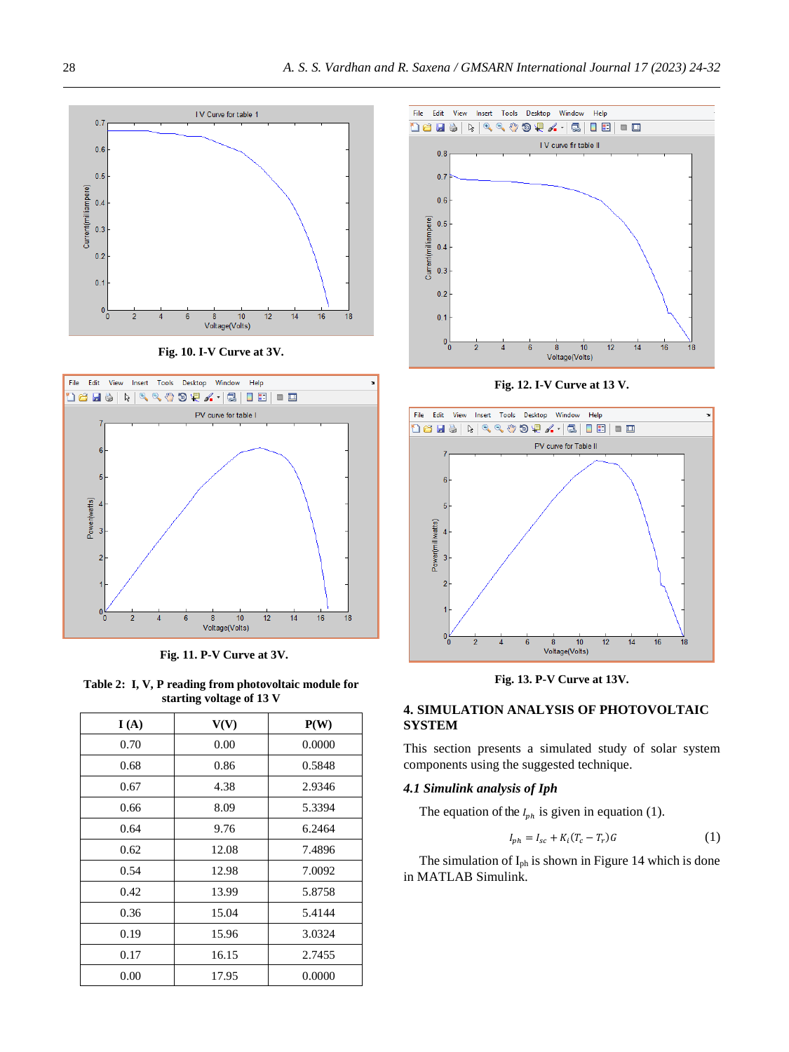I V Curve for table 1

Current(milliampere)

Voltage(Volts)

0 2 4 6 8 10 12 14 16 18

0 0.1 0.2 0.3 0.4 0.5 0.6 0.7

**Fig. 10. I-V Curve at 3V.**

File Edit View Insert Tools Desktop Window Help

PV curve for table I

Power(watts)

Voltage(Volts)

0 2 4 6 8 10 12 14 16 18

0 1 2 3 4 5 6 7

**Fig. 11. P-V Curve at 3V.**

**Table 2: I, V, P reading from photovoltaic module for starting voltage of 13 V**

| I (A) | V(V) | P(W) |
|---|---|---|
| 0.70 | 0.00 | 0.0000 |
| 0.68 | 0.86 | 0.5848 |
| 0.67 | 4.38 | 2.9346 |
| 0.66 | 8.09 | 5.3394 |
| 0.64 | 9.76 | 6.2464 |
| 0.62 | 12.08 | 7.4896 |
| 0.54 | 12.98 | 7.0092 |
| 0.42 | 13.99 | 5.8758 |
| 0.36 | 15.04 | 5.4144 |
| 0.19 | 15.96 | 3.0324 |
| 0.17 | 16.15 | 2.7455 |
| 0.00 | 17.95 | 0.0000 |

File Edit View Insert Tools Desktop Window Help

I V curve fir table II

Current(milliampere)

Voltage(Volts)

0 2 4 6 8 10 12 14 16 18

0 0.1 0.2 0.3 0.4 0.5 0.6 0.7 0.8

**Fig. 12. I-V Curve at 13 V.**

File Edit View Insert Tools Desktop Window Help

PV curve for Table II

Power(milliwatts)

Voltage(Volts)

0 2 4 6 8 10 12 14 16 18

0 1 2 3 4 5 6 7

**Fig. 13. P-V Curve at 13V.**

## 4. SIMULATION ANALYSIS OF PHOTOVOLTAIC SYSTEM

This section presents a simulated study of solar system components using the suggested technique.

### *4.1 Simulink analysis of Iph*

The equation of the $I_{ph}$ is given in equation (1).

$$I_{ph} = I_{sc} + K_i(T_c - T_r)G \quad (1)$$

The simulation of $I_{ph}$ is shown in Figure 14 which is done in MATLAB Simulink.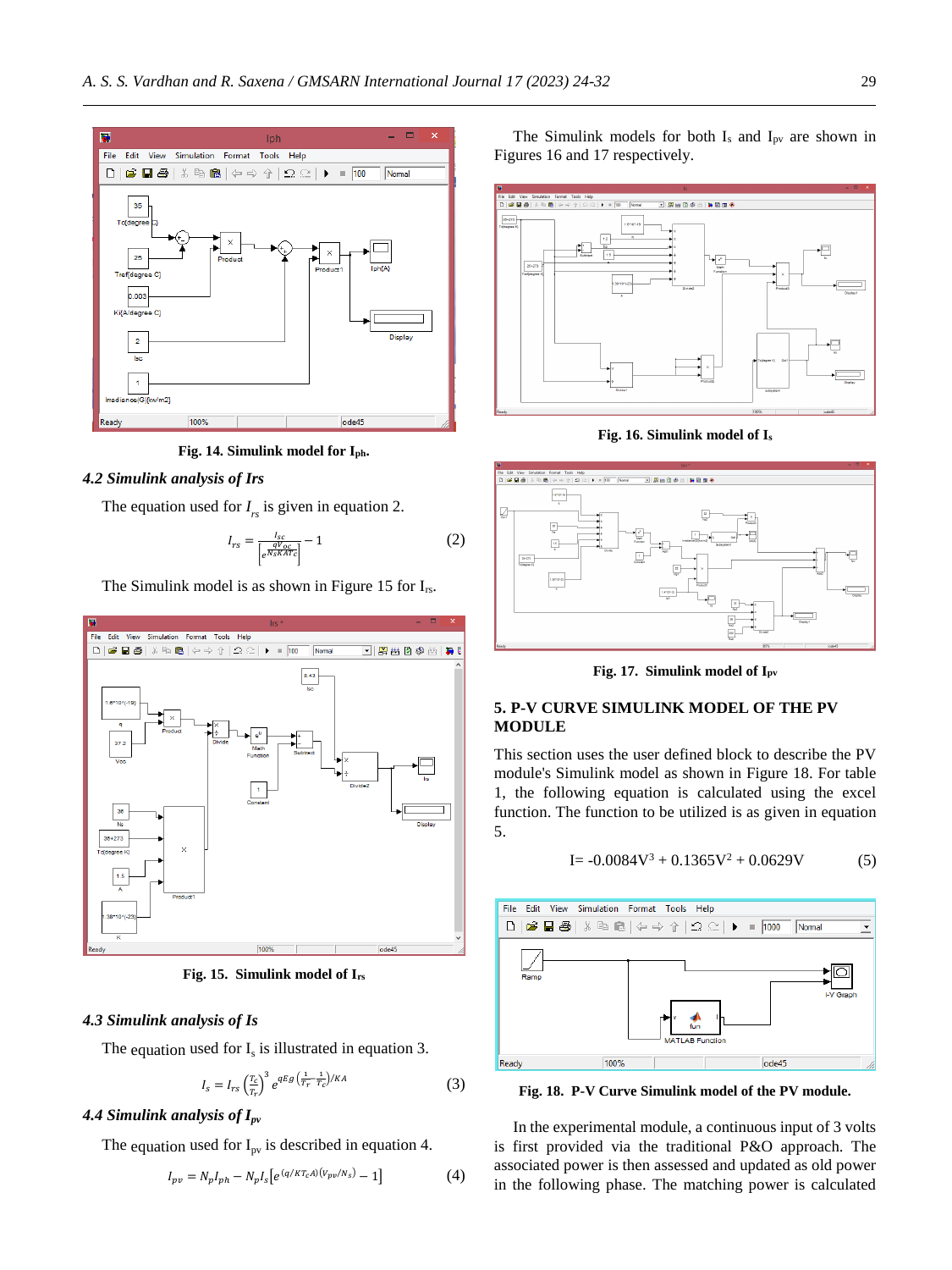Fig. 14. Simulink model for $I_{ph}$.

### 4.2 Simulink analysis of Irs

The equation used for $I_{rs}$ is given in equation 2.

$$I_{rs} = \frac{I_{SC}}{\left[e^{\frac{qV_{OC}}{N_S KAT_C}} - 1\right]} \tag{2}$$

The Simulink model is as shown in Figure 15 for $I_{rs}$.

Fig. 15. Simulink model of $I_{rs}$

### 4.3 Simulink analysis of Is

The equation used for $I_s$ is illustrated in equation 3.

$$I_s = I_{rs}\left(\frac{T_c}{T_r}\right)^3 e^{qEg\left(\frac{1}{T_r} - \frac{1}{T_c}\right)/KA} \tag{3}$$

### 4.4 Simulink analysis of $I_{pv}$

The equation used for $I_{pv}$ is described in equation 4.

$$I_{pv} = N_p I_{ph} - N_p I_s\left[e^{(q/KT_c A)(V_{pv}/N_s)} - 1\right] \tag{4}$$

The Simulink models for both $I_s$ and $I_{pv}$ are shown in Figures 16 and 17 respectively.

Fig. 16. Simulink model of $I_s$

Fig. 17. Simulink model of $I_{pv}$

## 5. P-V CURVE SIMULINK MODEL OF THE PV MODULE

This section uses the user defined block to describe the PV module's Simulink model as shown in Figure 18. For table 1, the following equation is calculated using the excel function. The function to be utilized is as given in equation 5.

$$I = -0.0084V^3 + 0.1365V^2 + 0.0629V \tag{5}$$

Fig. 18. P-V Curve Simulink model of the PV module.

In the experimental module, a continuous input of 3 volts is first provided via the traditional P&O approach. The associated power is then assessed and updated as old power in the following phase. The matching power is calculated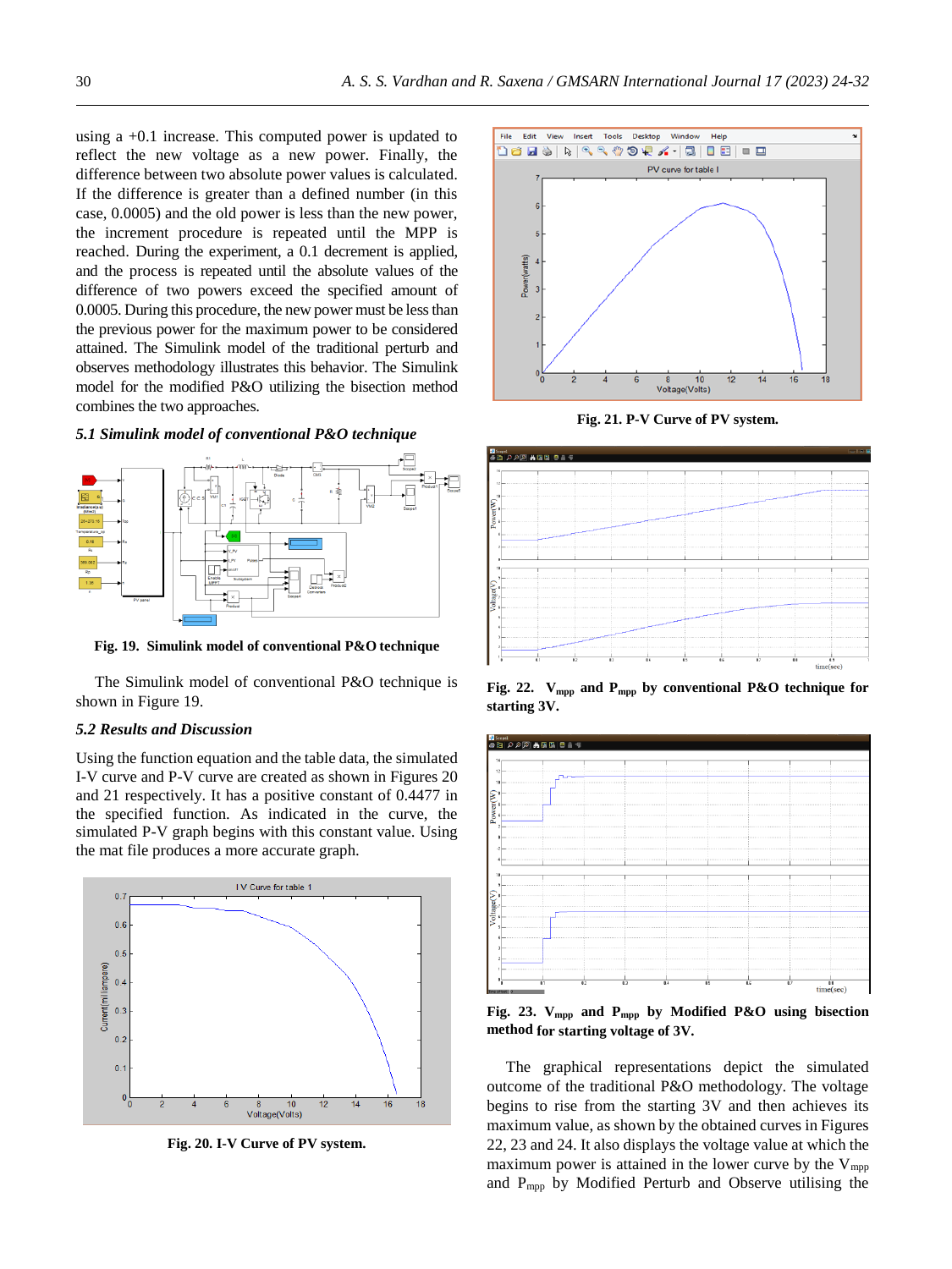using a +0.1 increase. This computed power is updated to reflect the new voltage as a new power. Finally, the difference between two absolute power values is calculated. If the difference is greater than a defined number (in this case, 0.0005) and the old power is less than the new power, the increment procedure is repeated until the MPP is reached. During the experiment, a 0.1 decrement is applied, and the process is repeated until the absolute values of the difference of two powers exceed the specified amount of 0.0005. During this procedure, the new power must be less than the previous power for the maximum power to be considered attained. The Simulink model of the traditional perturb and observes methodology illustrates this behavior. The Simulink model for the modified P&O utilizing the bisection method combines the two approaches.

### 5.1 Simulink model of conventional P&O technique

**Fig. 19. Simulink model of conventional P&O technique**

The Simulink model of conventional P&O technique is shown in Figure 19.

### 5.2 Results and Discussion

Using the function equation and the table data, the simulated I-V curve and P-V curve are created as shown in Figures 20 and 21 respectively. It has a positive constant of 0.4477 in the specified function. As indicated in the curve, the simulated P-V graph begins with this constant value. Using the mat file produces a more accurate graph.

I V Curve for table 1
Current(milliampere)
Voltage(Volts)

**Fig. 20. I-V Curve of PV system.**

PV curve for table I
Power(watts)
Voltage(Volts)

**Fig. 21. P-V Curve of PV system.**

**Fig. 22. $V_{mpp}$ and $P_{mpp}$ by conventional P&O technique for starting 3V.**

**Fig. 23. $V_{mpp}$ and $P_{mpp}$ by Modified P&O using bisection method for starting voltage of 3V.**

The graphical representations depict the simulated outcome of the traditional P&O methodology. The voltage begins to rise from the starting 3V and then achieves its maximum value, as shown by the obtained curves in Figures 22, 23 and 24. It also displays the voltage value at which the maximum power is attained in the lower curve by the $V_{mpp}$ and $P_{mpp}$ by Modified Perturb and Observe utilising the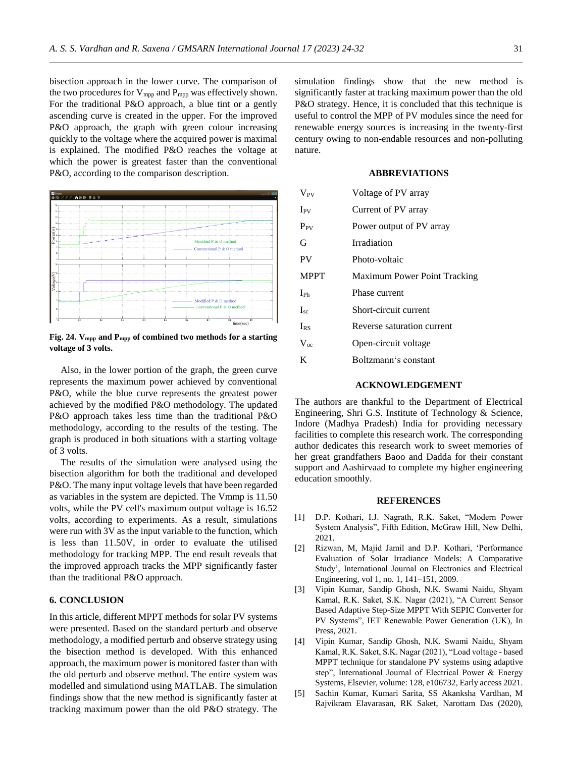bisection approach in the lower curve. The comparison of the two procedures for $V_{mpp}$ and $P_{mpp}$ was effectively shown. For the traditional P&O approach, a blue tint or a gently ascending curve is created in the upper. For the improved P&O approach, the graph with green colour increasing quickly to the voltage where the acquired power is maximal is explained. The modified P&O reaches the voltage at which the power is greatest faster than the conventional P&O, according to the comparison description.

Modified P & O method
Conventional P & O method
Power(w)
Voltage(V)
Modified P & O method
Conventional P & O method
time(sec)

**Fig. 24. $V_{mpp}$ and $P_{mpp}$ of combined two methods for a starting voltage of 3 volts.**

Also, in the lower portion of the graph, the green curve represents the maximum power achieved by conventional P&O, while the blue curve represents the greatest power achieved by the modified P&O methodology. The updated P&O approach takes less time than the traditional P&O methodology, according to the results of the testing. The graph is produced in both situations with a starting voltage of 3 volts.

The results of the simulation were analysed using the bisection algorithm for both the traditional and developed P&O. The many input voltage levels that have been regarded as variables in the system are depicted. The Vmmp is 11.50 volts, while the PV cell's maximum output voltage is 16.52 volts, according to experiments. As a result, simulations were run with 3V as the input variable to the function, which is less than 11.50V, in order to evaluate the utilised methodology for tracking MPP. The end result reveals that the improved approach tracks the MPP significantly faster than the traditional P&O approach.

## 6. CONCLUSION

In this article, different MPPT methods for solar PV systems were presented. Based on the standard perturb and observe methodology, a modified perturb and observe strategy using the bisection method is developed. With this enhanced approach, the maximum power is monitored faster than with the old perturb and observe method. The entire system was modelled and simulationd using MATLAB. The simulation findings show that the new method is significantly faster at tracking maximum power than the old P&O strategy. The simulation findings show that the new method is significantly faster at tracking maximum power than the old P&O strategy. Hence, it is concluded that this technique is useful to control the MPP of PV modules since the need for renewable energy sources is increasing in the twenty-first century owing to non-endable resources and non-polluting nature.

## ABBREVIATIONS

| | |
|---|---|
| $V_{PV}$ | Voltage of PV array |
| $I_{PV}$ | Current of PV array |
| $P_{PV}$ | Power output of PV array |
| G | Irradiation |
| PV | Photo-voltaic |
| MPPT | Maximum Power Point Tracking |
| $I_{Ph}$ | Phase current |
| $I_{sc}$ | Short-circuit current |
| $I_{RS}$ | Reverse saturation current |
| $V_{oc}$ | Open-circuit voltage |
| K | Boltzmann's constant |

## ACKNOWLEDGEMENT

The authors are thankful to the Department of Electrical Engineering, Shri G.S. Institute of Technology & Science, Indore (Madhya Pradesh) India for providing necessary facilities to complete this research work. The corresponding author dedicates this research work to sweet memories of her great grandfathers Baoo and Dadda for their constant support and Aashirvaad to complete my higher engineering education smoothly.

## REFERENCES

[1] D.P. Kothari, I.J. Nagrath, R.K. Saket, "Modern Power System Analysis", Fifth Edition, McGraw Hill, New Delhi, 2021.

[2] Rizwan, M, Majid Jamil and D.P. Kothari, 'Performance Evaluation of Solar Irradiance Models: A Comparative Study', International Journal on Electronics and Electrical Engineering, vol 1, no. 1, 141–151, 2009.

[3] Vipin Kumar, Sandip Ghosh, N.K. Swami Naidu, Shyam Kamal, R.K. Saket, S.K. Nagar (2021), "A Current Sensor Based Adaptive Step-Size MPPT With SEPIC Converter for PV Systems", IET Renewable Power Generation (UK), In Press, 2021.

[4] Vipin Kumar, Sandip Ghosh, N.K. Swami Naidu, Shyam Kamal, R.K. Saket, S.K. Nagar (2021), "Load voltage - based MPPT technique for standalone PV systems using adaptive step", International Journal of Electrical Power & Energy Systems, Elsevier, volume: 128, e106732, Early access 2021.

[5] Sachin Kumar, Kumari Sarita, SS Akanksha Vardhan, M Rajvikram Elavarasan, RK Saket, Narottam Das (2020),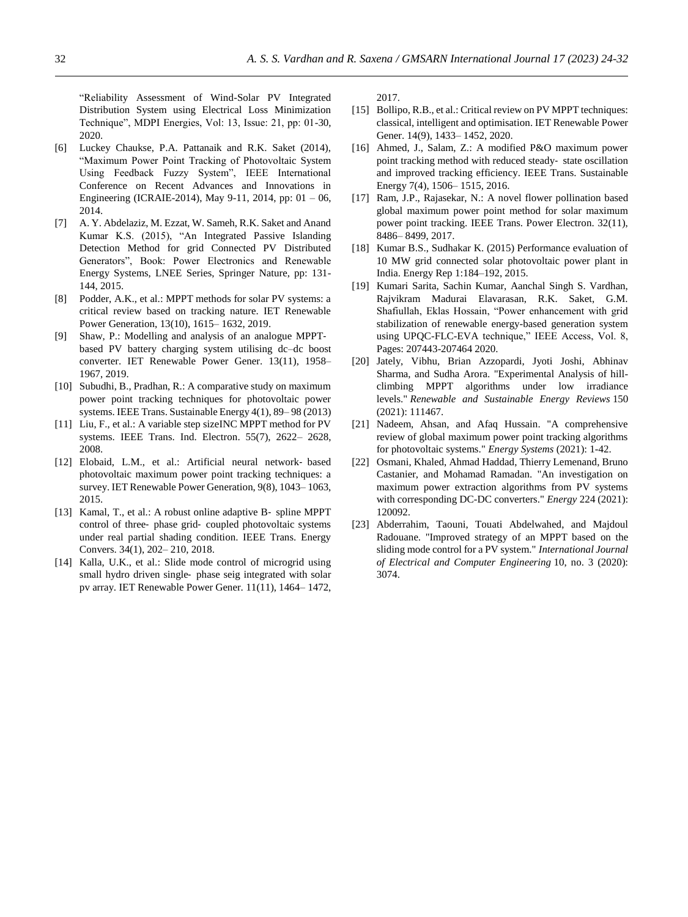"Reliability Assessment of Wind-Solar PV Integrated Distribution System using Electrical Loss Minimization Technique", MDPI Energies, Vol: 13, Issue: 21, pp: 01-30, 2020.

[6] Luckey Chaukse, P.A. Pattanaik and R.K. Saket (2014), "Maximum Power Point Tracking of Photovoltaic System Using Feedback Fuzzy System", IEEE International Conference on Recent Advances and Innovations in Engineering (ICRAIE-2014), May 9-11, 2014, pp: 01 – 06, 2014.

[7] A. Y. Abdelaziz, M. Ezzat, W. Sameh, R.K. Saket and Anand Kumar K.S. (2015), "An Integrated Passive Islanding Detection Method for grid Connected PV Distributed Generators", Book: Power Electronics and Renewable Energy Systems, LNEE Series, Springer Nature, pp: 131-144, 2015.

[8] Podder, A.K., et al.: MPPT methods for solar PV systems: a critical review based on tracking nature. IET Renewable Power Generation, 13(10), 1615– 1632, 2019.

[9] Shaw, P.: Modelling and analysis of an analogue MPPT-based PV battery charging system utilising dc–dc boost converter. IET Renewable Power Gener. 13(11), 1958–1967, 2019.

[10] Subudhi, B., Pradhan, R.: A comparative study on maximum power point tracking techniques for photovoltaic power systems. IEEE Trans. Sustainable Energy 4(1), 89– 98 (2013)

[11] Liu, F., et al.: A variable step sizeINC MPPT method for PV systems. IEEE Trans. Ind. Electron. 55(7), 2622– 2628, 2008.

[12] Elobaid, L.M., et al.: Artificial neural network- based photovoltaic maximum power point tracking techniques: a survey. IET Renewable Power Generation, 9(8), 1043– 1063, 2015.

[13] Kamal, T., et al.: A robust online adaptive B- spline MPPT control of three- phase grid- coupled photovoltaic systems under real partial shading condition. IEEE Trans. Energy Convers. 34(1), 202– 210, 2018.

[14] Kalla, U.K., et al.: Slide mode control of microgrid using small hydro driven single- phase seig integrated with solar pv array. IET Renewable Power Gener. 11(11), 1464– 1472, 2017.

[15] Bollipo, R.B., et al.: Critical review on PV MPPT techniques: classical, intelligent and optimisation. IET Renewable Power Gener. 14(9), 1433– 1452, 2020.

[16] Ahmed, J., Salam, Z.: A modified P&O maximum power point tracking method with reduced steady- state oscillation and improved tracking efficiency. IEEE Trans. Sustainable Energy 7(4), 1506– 1515, 2016.

[17] Ram, J.P., Rajasekar, N.: A novel flower pollination based global maximum power point method for solar maximum power point tracking. IEEE Trans. Power Electron. 32(11), 8486– 8499, 2017.

[18] Kumar B.S., Sudhakar K. (2015) Performance evaluation of 10 MW grid connected solar photovoltaic power plant in India. Energy Rep 1:184–192, 2015.

[19] Kumari Sarita, Sachin Kumar, Aanchal Singh S. Vardhan, Rajvikram Madurai Elavarasan, R.K. Saket, G.M. Shafiullah, Eklas Hossain, "Power enhancement with grid stabilization of renewable energy-based generation system using UPQC-FLC-EVA technique," IEEE Access, Vol. 8, Pages: 207443-207464 2020.

[20] Jately, Vibhu, Brian Azzopardi, Jyoti Joshi, Abhinav Sharma, and Sudha Arora. "Experimental Analysis of hill-climbing MPPT algorithms under low irradiance levels." *Renewable and Sustainable Energy Reviews* 150 (2021): 111467.

[21] Nadeem, Ahsan, and Afaq Hussain. "A comprehensive review of global maximum power point tracking algorithms for photovoltaic systems." *Energy Systems* (2021): 1-42.

[22] Osmani, Khaled, Ahmad Haddad, Thierry Lemenand, Bruno Castanier, and Mohamad Ramadan. "An investigation on maximum power extraction algorithms from PV systems with corresponding DC-DC converters." *Energy* 224 (2021): 120092.

[23] Abderrahim, Taouni, Touati Abdelwahed, and Majdoul Radouane. "Improved strategy of an MPPT based on the sliding mode control for a PV system." *International Journal of Electrical and Computer Engineering* 10, no. 3 (2020): 3074.